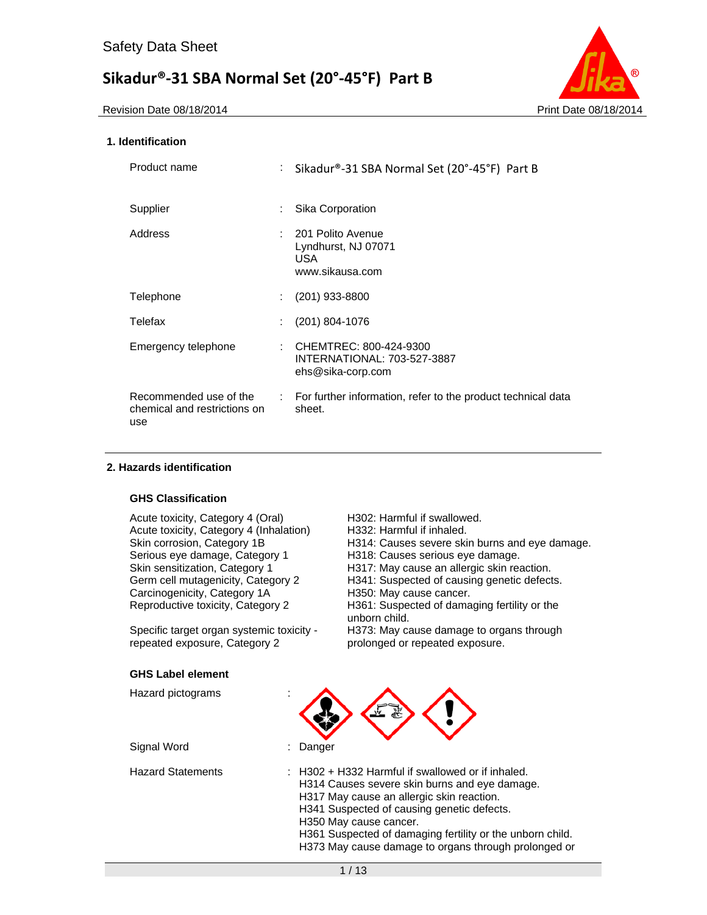# Safety Data Sheet

## Sikadur®-31 SBA Normal Set (20°-45°F) Part B

Revision Date 08/18/2014 | Print Date 08/18/2014

### 1. Identification

| | | |
|---|---|---|
| Product name | : | Sikadur®-31 SBA Normal Set (20°-45°F) Part B |
| Supplier | : | Sika Corporation |
| Address | : | 201 Polito Avenue<br>Lyndhurst, NJ 07071<br>USA<br>www.sikausa.com |
| Telephone | : | (201) 933-8800 |
| Telefax | : | (201) 804-1076 |
| Emergency telephone | : | CHEMTREC: 800-424-9300<br>INTERNATIONAL: 703-527-3887<br>ehs@sika-corp.com |
| Recommended use of the chemical and restrictions on use | : | For further information, refer to the product technical data sheet. |

### 2. Hazards identification

#### GHS Classification

| | |
|---|---|
| Acute toxicity, Category 4 (Oral) | H302: Harmful if swallowed. |
| Acute toxicity, Category 4 (Inhalation) | H332: Harmful if inhaled. |
| Skin corrosion, Category 1B | H314: Causes severe skin burns and eye damage. |
| Serious eye damage, Category 1 | H318: Causes serious eye damage. |
| Skin sensitization, Category 1 | H317: May cause an allergic skin reaction. |
| Germ cell mutagenicity, Category 2 | H341: Suspected of causing genetic defects. |
| Carcinogenicity, Category 1A | H350: May cause cancer. |
| Reproductive toxicity, Category 2 | H361: Suspected of damaging fertility or the unborn child. |
| Specific target organ systemic toxicity - repeated exposure, Category 2 | H373: May cause damage to organs through prolonged or repeated exposure. |

#### GHS Label element

Hazard pictograms :

Signal Word : Danger

Hazard Statements :
H302 + H332 Harmful if swallowed or if inhaled.
H314 Causes severe skin burns and eye damage.
H317 May cause an allergic skin reaction.
H341 Suspected of causing genetic defects.
H350 May cause cancer.
H361 Suspected of damaging fertility or the unborn child.
H373 May cause damage to organs through prolonged or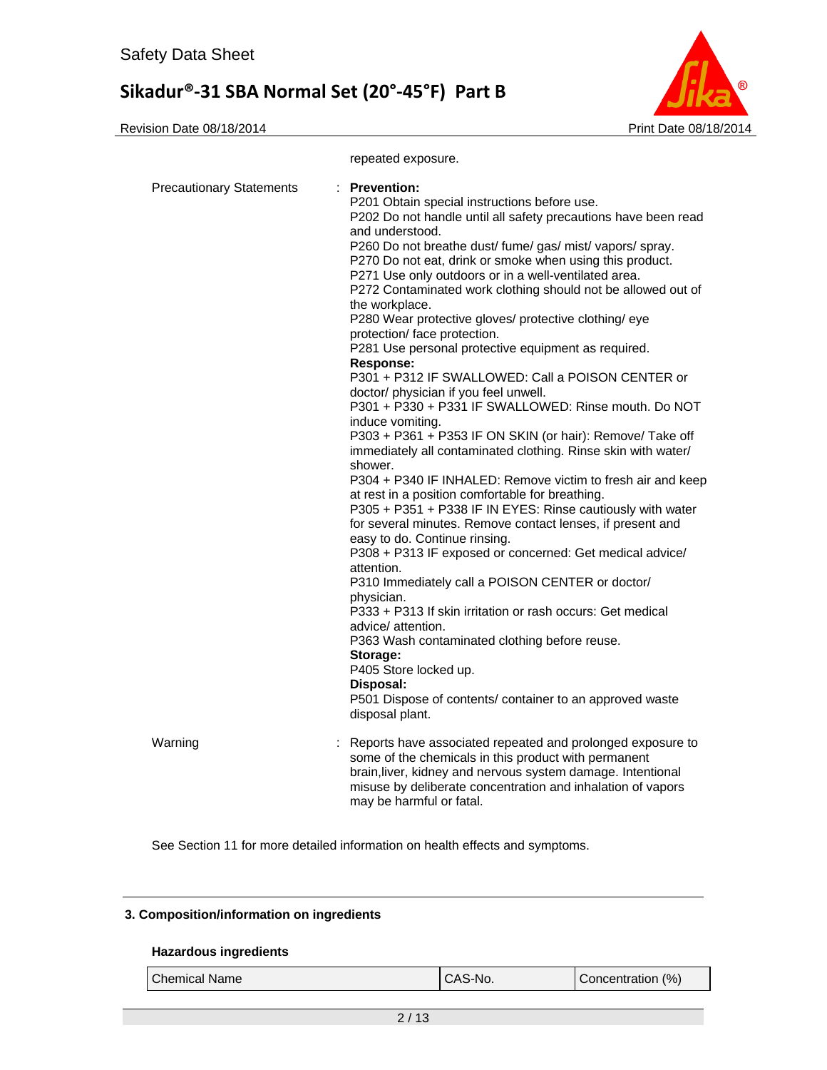repeated exposure.

Precautionary Statements : **Prevention:**
P201 Obtain special instructions before use.
P202 Do not handle until all safety precautions have been read and understood.
P260 Do not breathe dust/ fume/ gas/ mist/ vapors/ spray.
P270 Do not eat, drink or smoke when using this product.
P271 Use only outdoors or in a well-ventilated area.
P272 Contaminated work clothing should not be allowed out of the workplace.
P280 Wear protective gloves/ protective clothing/ eye protection/ face protection.
P281 Use personal protective equipment as required.
**Response:**
P301 + P312 IF SWALLOWED: Call a POISON CENTER or doctor/ physician if you feel unwell.
P301 + P330 + P331 IF SWALLOWED: Rinse mouth. Do NOT induce vomiting.
P303 + P361 + P353 IF ON SKIN (or hair): Remove/ Take off immediately all contaminated clothing. Rinse skin with water/ shower.
P304 + P340 IF INHALED: Remove victim to fresh air and keep at rest in a position comfortable for breathing.
P305 + P351 + P338 IF IN EYES: Rinse cautiously with water for several minutes. Remove contact lenses, if present and easy to do. Continue rinsing.
P308 + P313 IF exposed or concerned: Get medical advice/ attention.
P310 Immediately call a POISON CENTER or doctor/ physician.
P333 + P313 If skin irritation or rash occurs: Get medical advice/ attention.
P363 Wash contaminated clothing before reuse.
**Storage:**
P405 Store locked up.
**Disposal:**
P501 Dispose of contents/ container to an approved waste disposal plant.

Warning : Reports have associated repeated and prolonged exposure to some of the chemicals in this product with permanent brain,liver, kidney and nervous system damage. Intentional misuse by deliberate concentration and inhalation of vapors may be harmful or fatal.

See Section 11 for more detailed information on health effects and symptoms.

## 3. Composition/information on ingredients

### Hazardous ingredients

| Chemical Name | CAS-No. | Concentration (%) |
|---|---|---|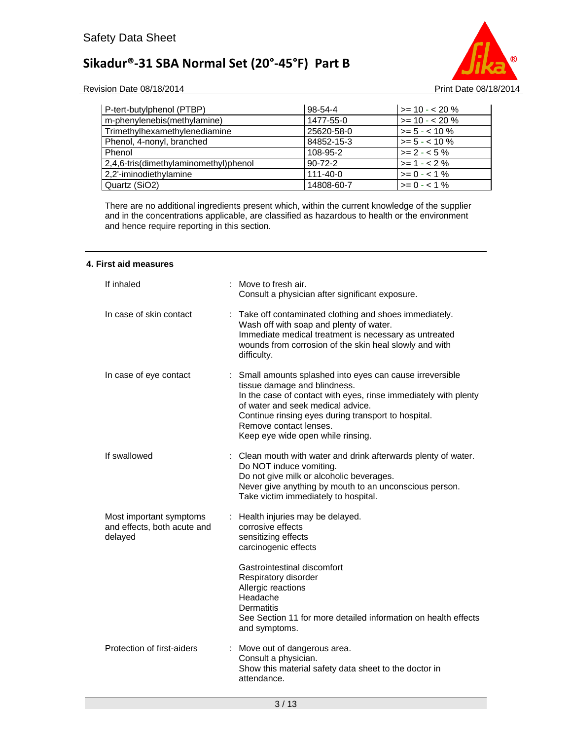| | | |
|---|---|---|
| P-tert-butylphenol (PTBP) | 98-54-4 | >= 10 - < 20 % |
| m-phenylenebis(methylamine) | 1477-55-0 | >= 10 - < 20 % |
| Trimethylhexamethylenediamine | 25620-58-0 | >= 5 - < 10 % |
| Phenol, 4-nonyl, branched | 84852-15-3 | >= 5 - < 10 % |
| Phenol | 108-95-2 | >= 2 - < 5 % |
| 2,4,6-tris(dimethylaminomethyl)phenol | 90-72-2 | >= 1 - < 2 % |
| 2,2'-iminodiethylamine | 111-40-0 | >= 0 - < 1 % |
| Quartz ($SiO_2$) | 14808-60-7 | >= 0 - < 1 % |

There are no additional ingredients present which, within the current knowledge of the supplier and in the concentrations applicable, are classified as hazardous to health or the environment and hence require reporting in this section.

## 4. First aid measures

**If inhaled** : Move to fresh air.
Consult a physician after significant exposure.

**In case of skin contact** : Take off contaminated clothing and shoes immediately.
Wash off with soap and plenty of water.
Immediate medical treatment is necessary as untreated wounds from corrosion of the skin heal slowly and with difficulty.

**In case of eye contact** : Small amounts splashed into eyes can cause irreversible tissue damage and blindness.
In the case of contact with eyes, rinse immediately with plenty of water and seek medical advice.
Continue rinsing eyes during transport to hospital.
Remove contact lenses.
Keep eye wide open while rinsing.

**If swallowed** : Clean mouth with water and drink afterwards plenty of water.
Do NOT induce vomiting.
Do not give milk or alcoholic beverages.
Never give anything by mouth to an unconscious person.
Take victim immediately to hospital.

**Most important symptoms and effects, both acute and delayed** : Health injuries may be delayed.
corrosive effects
sensitizing effects
carcinogenic effects

Gastrointestinal discomfort
Respiratory disorder
Allergic reactions
Headache
Dermatitis
See Section 11 for more detailed information on health effects and symptoms.

**Protection of first-aiders** : Move out of dangerous area.
Consult a physician.
Show this material safety data sheet to the doctor in attendance.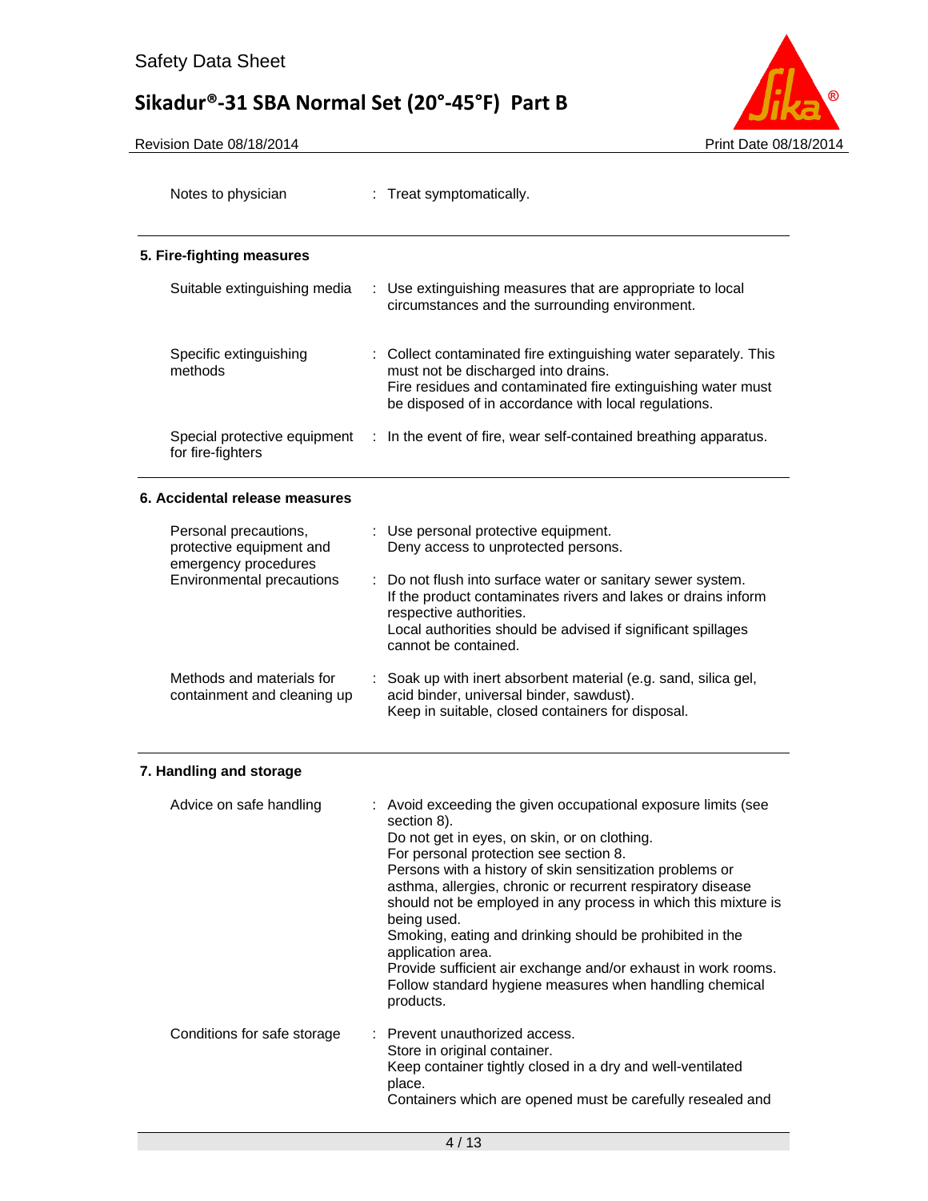| | | |
|---|---|---|
| Notes to physician | : | Treat symptomatically. |

## 5. Fire-fighting measures

| | | |
|---|---|---|
| Suitable extinguishing media | : | Use extinguishing measures that are appropriate to local circumstances and the surrounding environment. |
| Specific extinguishing methods | : | Collect contaminated fire extinguishing water separately. This must not be discharged into drains.<br>Fire residues and contaminated fire extinguishing water must be disposed of in accordance with local regulations. |
| Special protective equipment for fire-fighters | : | In the event of fire, wear self-contained breathing apparatus. |

## 6. Accidental release measures

| | | |
|---|---|---|
| Personal precautions, protective equipment and emergency procedures | : | Use personal protective equipment.<br>Deny access to unprotected persons. |
| Environmental precautions | : | Do not flush into surface water or sanitary sewer system.<br>If the product contaminates rivers and lakes or drains inform respective authorities.<br>Local authorities should be advised if significant spillages cannot be contained. |
| Methods and materials for containment and cleaning up | : | Soak up with inert absorbent material (e.g. sand, silica gel, acid binder, universal binder, sawdust).<br>Keep in suitable, closed containers for disposal. |

## 7. Handling and storage

| | | |
|---|---|---|
| Advice on safe handling | : | Avoid exceeding the given occupational exposure limits (see section 8).<br>Do not get in eyes, on skin, or on clothing.<br>For personal protection see section 8.<br>Persons with a history of skin sensitization problems or asthma, allergies, chronic or recurrent respiratory disease should not be employed in any process in which this mixture is being used.<br>Smoking, eating and drinking should be prohibited in the application area.<br>Provide sufficient air exchange and/or exhaust in work rooms.<br>Follow standard hygiene measures when handling chemical products. |
| Conditions for safe storage | : | Prevent unauthorized access.<br>Store in original container.<br>Keep container tightly closed in a dry and well-ventilated place.<br>Containers which are opened must be carefully resealed and |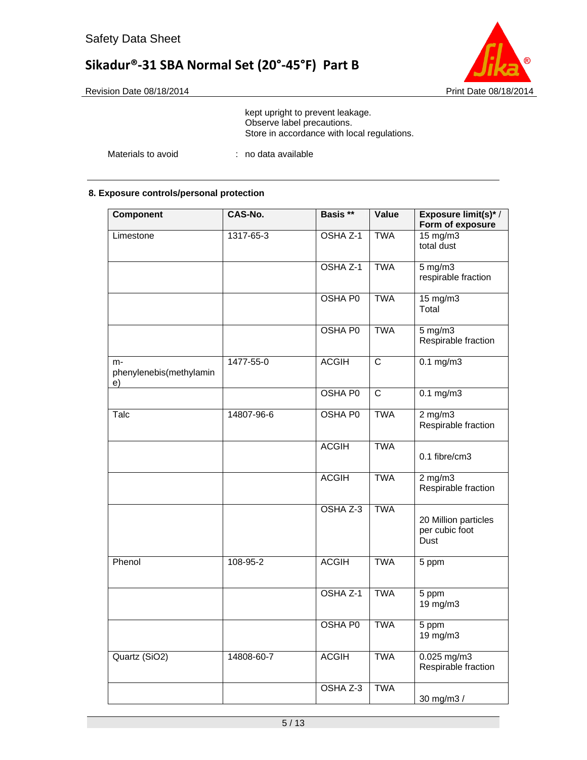kept upright to prevent leakage.
Observe label precautions.
Store in accordance with local regulations.

Materials to avoid : no data available

## 8. Exposure controls/personal protection

| Component | CAS-No. | Basis ** | Value | Exposure limit(s)* / Form of exposure |
|---|---|---|---|---|
| Limestone | 1317-65-3 | OSHA Z-1 | TWA | 15 mg/m3<br>total dust |
| | | OSHA Z-1 | TWA | 5 mg/m3<br>respirable fraction |
| | | OSHA P0 | TWA | 15 mg/m3<br>Total |
| | | OSHA P0 | TWA | 5 mg/m3<br>Respirable fraction |
| m-phenylenebis(methylamine) | 1477-55-0 | ACGIH | C | 0.1 mg/m3 |
| | | OSHA P0 | C | 0.1 mg/m3 |
| Talc | 14807-96-6 | OSHA P0 | TWA | 2 mg/m3<br>Respirable fraction |
| | | ACGIH | TWA | 0.1 fibre/cm3 |
| | | ACGIH | TWA | 2 mg/m3<br>Respirable fraction |
| | | OSHA Z-3 | TWA | 20 Million particles per cubic foot<br>Dust |
| Phenol | 108-95-2 | ACGIH | TWA | 5 ppm |
| | | OSHA Z-1 | TWA | 5 ppm<br>19 mg/m3 |
| | | OSHA P0 | TWA | 5 ppm<br>19 mg/m3 |
| Quartz ($SiO_2$) | 14808-60-7 | ACGIH | TWA | 0.025 mg/m3<br>Respirable fraction |
| | | OSHA Z-3 | TWA | 30 mg/m3 / |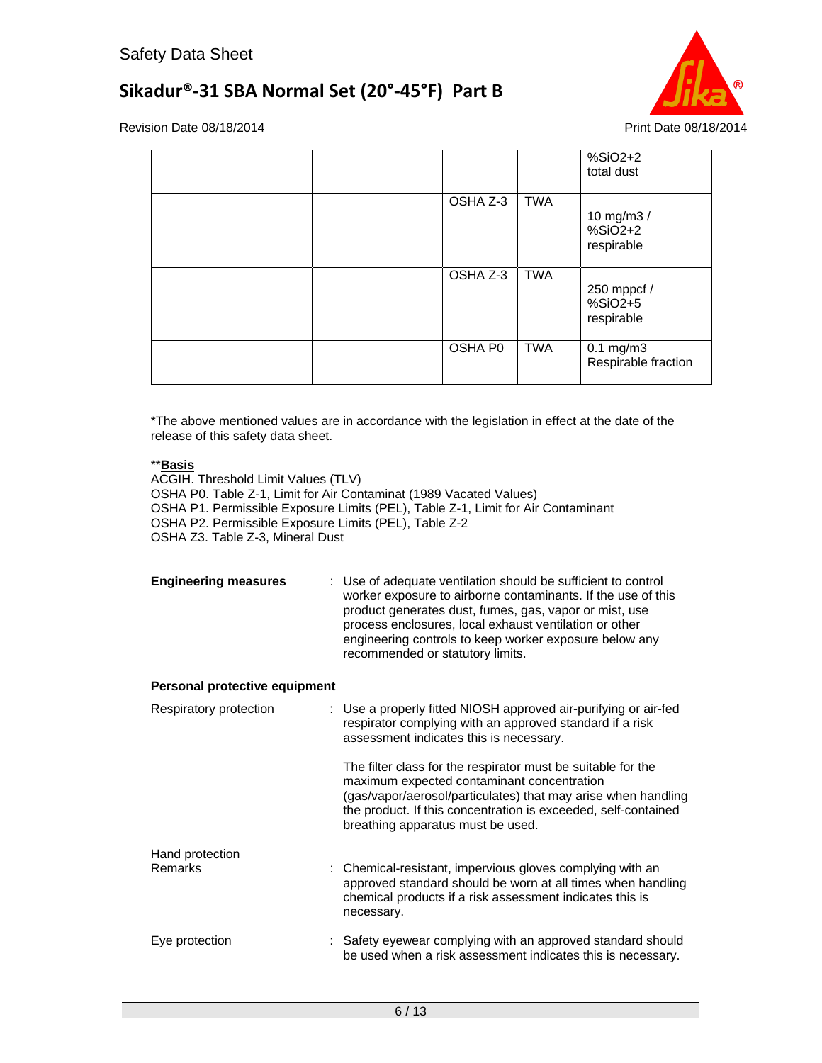| | | | | %SiO2+2 total dust |
|---|---|---|---|---|
| | | OSHA Z-3 | TWA | 10 mg/m3 / %SiO2+2 respirable |
| | | OSHA Z-3 | TWA | 250 mppcf / %SiO2+5 respirable |
| | | OSHA P0 | TWA | 0.1 mg/m3 Respirable fraction |

*The above mentioned values are in accordance with the legislation in effect at the date of the release of this safety data sheet.

**<u>**Basis**</u>
ACGIH. Threshold Limit Values (TLV)
OSHA P0. Table Z-1, Limit for Air Contaminat (1989 Vacated Values)
OSHA P1. Permissible Exposure Limits (PEL), Table Z-1, Limit for Air Contaminant
OSHA P2. Permissible Exposure Limits (PEL), Table Z-2
OSHA Z3. Table Z-3, Mineral Dust

**Engineering measures** : Use of adequate ventilation should be sufficient to control worker exposure to airborne contaminants. If the use of this product generates dust, fumes, gas, vapor or mist, use process enclosures, local exhaust ventilation or other engineering controls to keep worker exposure below any recommended or statutory limits.

**Personal protective equipment**

Respiratory protection : Use a properly fitted NIOSH approved air-purifying or air-fed respirator complying with an approved standard if a risk assessment indicates this is necessary.

The filter class for the respirator must be suitable for the maximum expected contaminant concentration (gas/vapor/aerosol/particulates) that may arise when handling the product. If this concentration is exceeded, self-contained breathing apparatus must be used.

Hand protection
Remarks : Chemical-resistant, impervious gloves complying with an approved standard should be worn at all times when handling chemical products if a risk assessment indicates this is necessary.

Eye protection : Safety eyewear complying with an approved standard should be used when a risk assessment indicates this is necessary.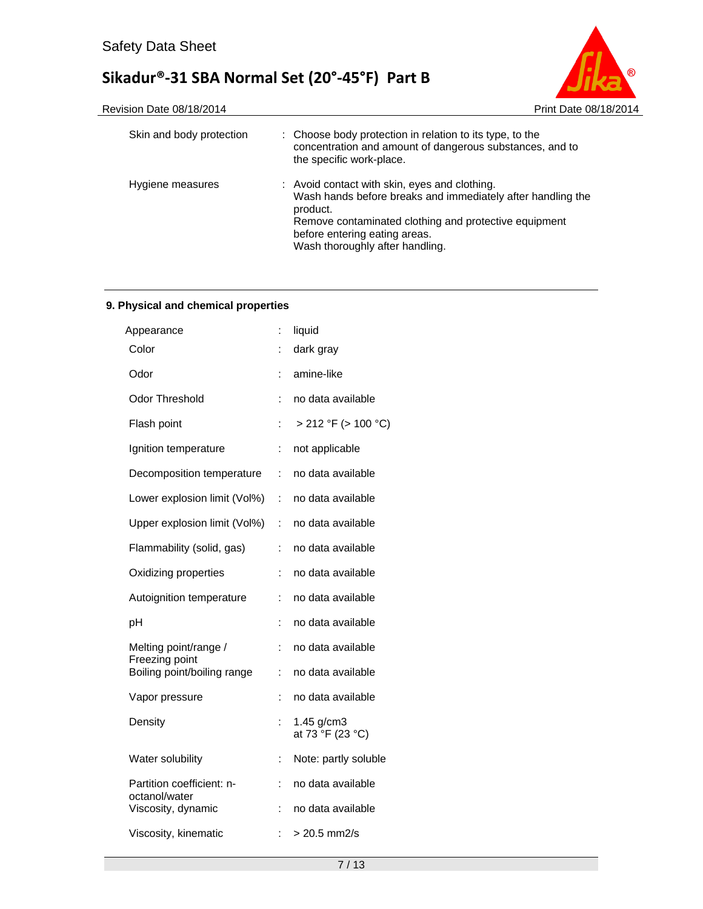| | | |
|---|---|---|
| Skin and body protection | : | Choose body protection in relation to its type, to the concentration and amount of dangerous substances, and to the specific work-place. |
| Hygiene measures | : | Avoid contact with skin, eyes and clothing.<br>Wash hands before breaks and immediately after handling the product.<br>Remove contaminated clothing and protective equipment before entering eating areas.<br>Wash thoroughly after handling. |

## 9. Physical and chemical properties

| | | |
|---|---|---|
| Appearance | : | liquid |
| Color | : | dark gray |
| Odor | : | amine-like |
| Odor Threshold | : | no data available |
| Flash point | : | > 212 °F (> 100 °C) |
| Ignition temperature | : | not applicable |
| Decomposition temperature | : | no data available |
| Lower explosion limit (Vol%) | : | no data available |
| Upper explosion limit (Vol%) | : | no data available |
| Flammability (solid, gas) | : | no data available |
| Oxidizing properties | : | no data available |
| Autoignition temperature | : | no data available |
| pH | : | no data available |
| Melting point/range / Freezing point | : | no data available |
| Boiling point/boiling range | : | no data available |
| Vapor pressure | : | no data available |
| Density | : | 1.45 g/cm3<br>at 73 °F (23 °C) |
| Water solubility | : | Note: partly soluble |
| Partition coefficient: n-octanol/water | : | no data available |
| Viscosity, dynamic | : | no data available |
| Viscosity, kinematic | : | > 20.5 mm2/s |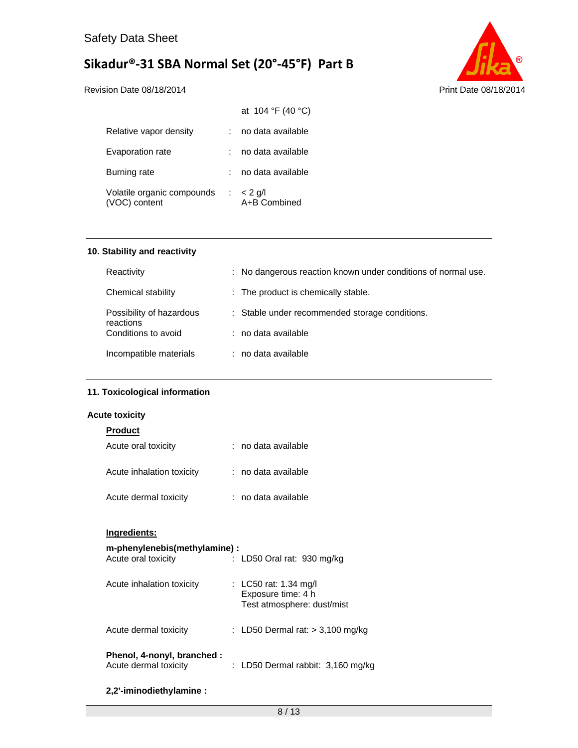| | | |
|---|---|---|
| | | at 104 °F (40 °C) |
| Relative vapor density | : | no data available |
| Evaporation rate | : | no data available |
| Burning rate | : | no data available |
| Volatile organic compounds (VOC) content | : | < 2 g/l<br>A+B Combined |

## 10. Stability and reactivity

| | | |
|---|---|---|
| Reactivity | : | No dangerous reaction known under conditions of normal use. |
| Chemical stability | : | The product is chemically stable. |
| Possibility of hazardous reactions | : | Stable under recommended storage conditions. |
| Conditions to avoid | : | no data available |
| Incompatible materials | : | no data available |

## 11. Toxicological information

### Acute toxicity

**Product**

| | | |
|---|---|---|
| Acute oral toxicity | : | no data available |
| Acute inhalation toxicity | : | no data available |
| Acute dermal toxicity | : | no data available |

**Ingredients:**

**m-phenylenebis(methylamine) :**

| | | |
|---|---|---|
| Acute oral toxicity | : | LD50 Oral rat: 930 mg/kg |
| Acute inhalation toxicity | : | LC50 rat: 1.34 mg/l<br>Exposure time: 4 h<br>Test atmosphere: dust/mist |
| Acute dermal toxicity | : | LD50 Dermal rat: > 3,100 mg/kg |

**Phenol, 4-nonyl, branched :**

| | | |
|---|---|---|
| Acute dermal toxicity | : | LD50 Dermal rabbit: 3,160 mg/kg |

**2,2'-iminodiethylamine :**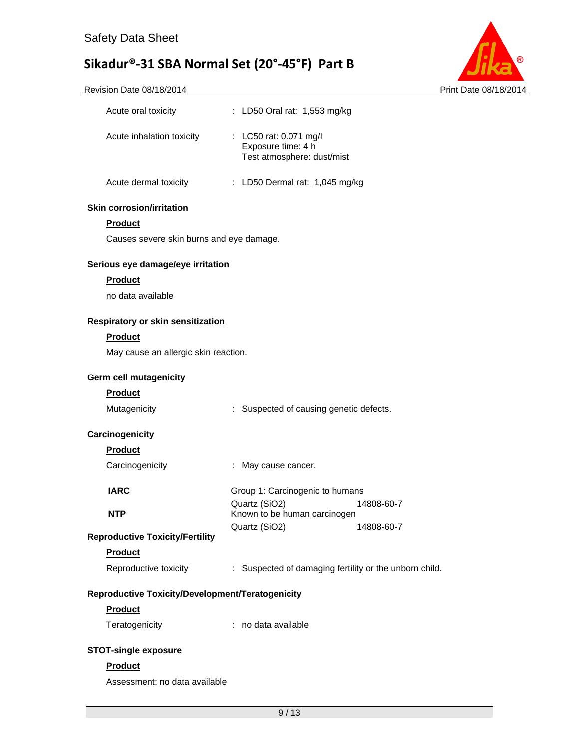Acute oral toxicity : LD50 Oral rat: 1,553 mg/kg

Acute inhalation toxicity : LC50 rat: 0.071 mg/l
Exposure time: 4 h
Test atmosphere: dust/mist

Acute dermal toxicity : LD50 Dermal rat: 1,045 mg/kg

**Skin corrosion/irritation**

**Product**

Causes severe skin burns and eye damage.

**Serious eye damage/eye irritation**

**Product**

no data available

**Respiratory or skin sensitization**

**Product**

May cause an allergic skin reaction.

**Germ cell mutagenicity**

**Product**

Mutagenicity : Suspected of causing genetic defects.

**Carcinogenicity**

**Product**

Carcinogenicity : May cause cancer.

| | | |
|---|---|---|
| **IARC** | Group 1: Carcinogenic to humans | |
| | Quartz ($SiO_2$) | 14808-60-7 |
| **NTP** | Known to be human carcinogen | |
| | Quartz ($SiO_2$) | 14808-60-7 |

**Reproductive Toxicity/Fertility**

**Product**

Reproductive toxicity : Suspected of damaging fertility or the unborn child.

**Reproductive Toxicity/Development/Teratogenicity**

**Product**

Teratogenicity : no data available

**STOT-single exposure**

**Product**

Assessment: no data available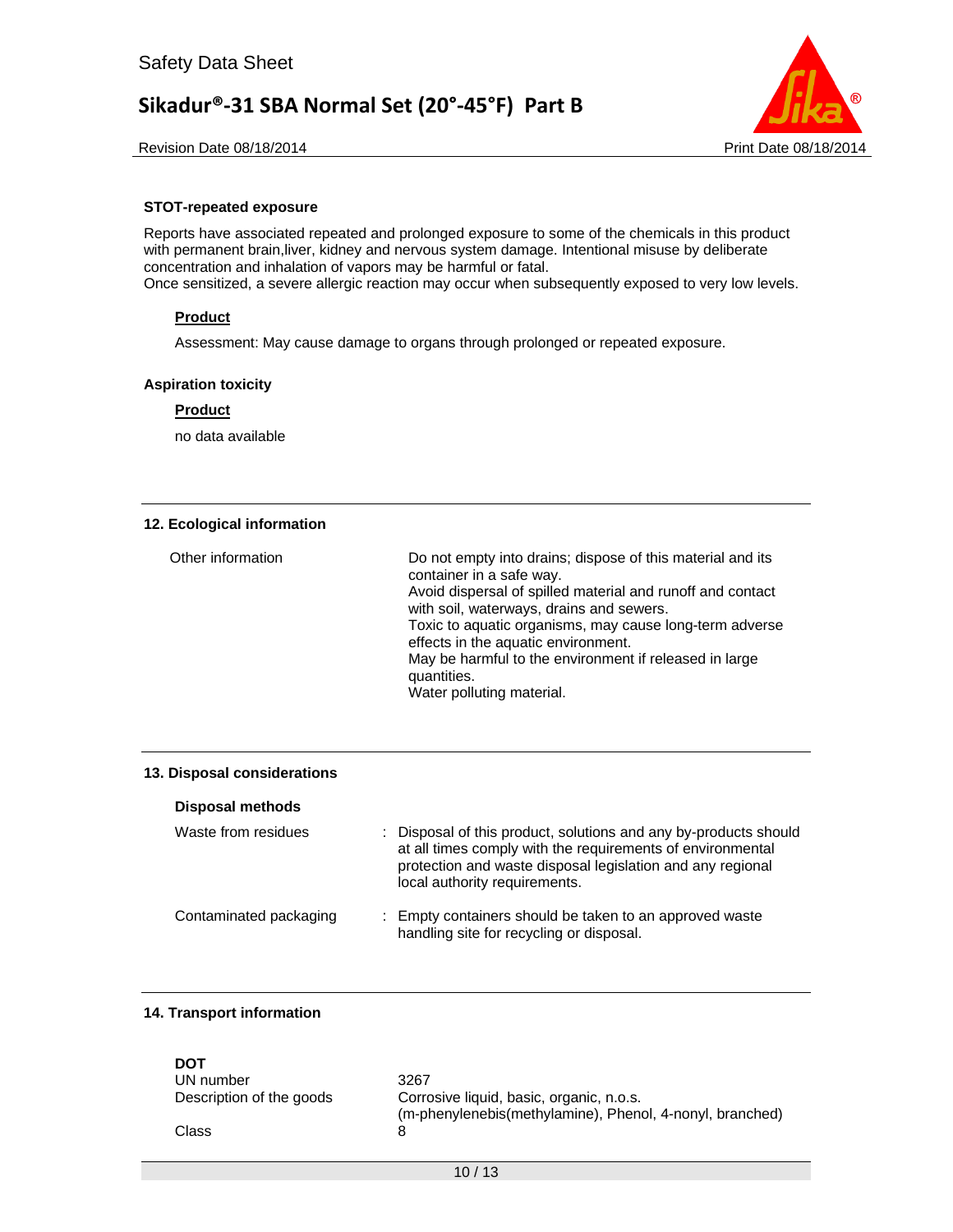**STOT-repeated exposure**

Reports have associated repeated and prolonged exposure to some of the chemicals in this product with permanent brain,liver, kidney and nervous system damage. Intentional misuse by deliberate concentration and inhalation of vapors may be harmful or fatal.
Once sensitized, a severe allergic reaction may occur when subsequently exposed to very low levels.

**Product**

Assessment: May cause damage to organs through prolonged or repeated exposure.

**Aspiration toxicity**

**Product**

no data available

## 12. Ecological information

| | |
|---|---|
| Other information | Do not empty into drains; dispose of this material and its container in a safe way.<br>Avoid dispersal of spilled material and runoff and contact with soil, waterways, drains and sewers.<br>Toxic to aquatic organisms, may cause long-term adverse effects in the aquatic environment.<br>May be harmful to the environment if released in large quantities.<br>Water polluting material. |

## 13. Disposal considerations

**Disposal methods**

| | |
|---|---|
| Waste from residues | : Disposal of this product, solutions and any by-products should at all times comply with the requirements of environmental protection and waste disposal legislation and any regional local authority requirements. |
| Contaminated packaging | : Empty containers should be taken to an approved waste handling site for recycling or disposal. |

## 14. Transport information

**DOT**

| | |
|---|---|
| UN number | 3267 |
| Description of the goods | Corrosive liquid, basic, organic, n.o.s.<br>(m-phenylenebis(methylamine), Phenol, 4-nonyl, branched) |
| Class | 8 |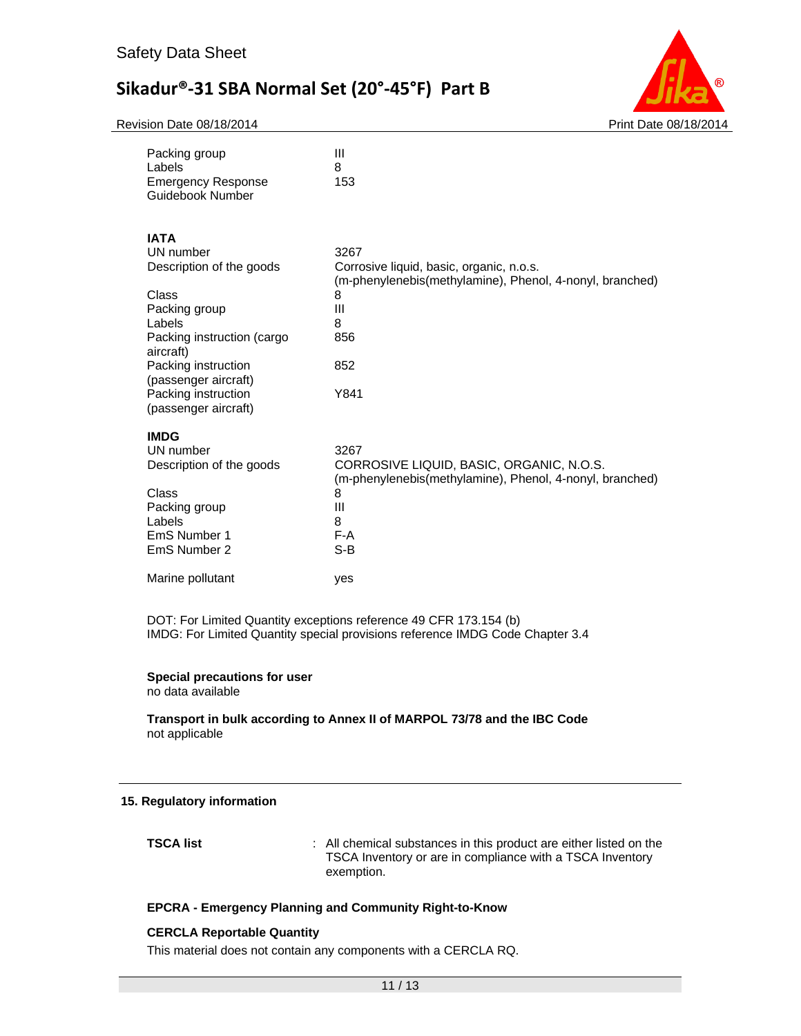| | |
|---|---|
| Packing group | III |
| Labels | 8 |
| Emergency Response Guidebook Number | 153 |

**IATA**

| | |
|---|---|
| UN number | 3267 |
| Description of the goods | Corrosive liquid, basic, organic, n.o.s. (m-phenylenebis(methylamine), Phenol, 4-nonyl, branched) |
| Class | 8 |
| Packing group | III |
| Labels | 8 |
| Packing instruction (cargo aircraft) | 856 |
| Packing instruction (passenger aircraft) | 852 |
| Packing instruction (passenger aircraft) | Y841 |

**IMDG**

| | |
|---|---|
| UN number | 3267 |
| Description of the goods | CORROSIVE LIQUID, BASIC, ORGANIC, N.O.S. (m-phenylenebis(methylamine), Phenol, 4-nonyl, branched) |
| Class | 8 |
| Packing group | III |
| Labels | 8 |
| EmS Number 1 | F-A |
| EmS Number 2 | S-B |
| Marine pollutant | yes |

DOT: For Limited Quantity exceptions reference 49 CFR 173.154 (b)
IMDG: For Limited Quantity special provisions reference IMDG Code Chapter 3.4

**Special precautions for user**
no data available

**Transport in bulk according to Annex II of MARPOL 73/78 and the IBC Code**
not applicable

## 15. Regulatory information

**TSCA list** : All chemical substances in this product are either listed on the TSCA Inventory or are in compliance with a TSCA Inventory exemption.

**EPCRA - Emergency Planning and Community Right-to-Know**

**CERCLA Reportable Quantity**
This material does not contain any components with a CERCLA RQ.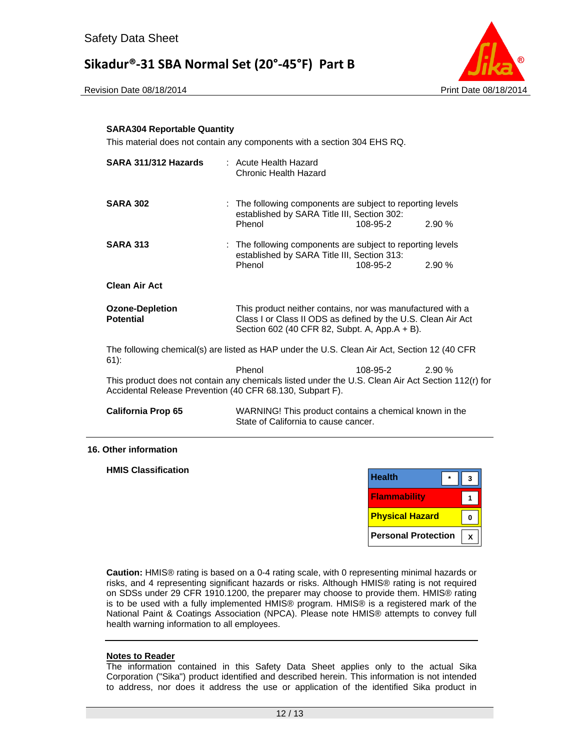**SARA304 Reportable Quantity**

This material does not contain any components with a section 304 EHS RQ.

**SARA 311/312 Hazards** : Acute Health Hazard
Chronic Health Hazard

**SARA 302** : The following components are subject to reporting levels established by SARA Title III, Section 302:

| Phenol | 108-95-2 | 2.90 % |
|---|---|---|

**SARA 313** : The following components are subject to reporting levels established by SARA Title III, Section 313:

| Phenol | 108-95-2 | 2.90 % |
|---|---|---|

**Clean Air Act**

**Ozone-Depletion Potential** This product neither contains, nor was manufactured with a Class I or Class II ODS as defined by the U.S. Clean Air Act Section 602 (40 CFR 82, Subpt. A, App.A + B).

The following chemical(s) are listed as HAP under the U.S. Clean Air Act, Section 12 (40 CFR 61):

| Phenol | 108-95-2 | 2.90 % |
|---|---|---|

This product does not contain any chemicals listed under the U.S. Clean Air Act Section 112(r) for Accidental Release Prevention (40 CFR 68.130, Subpart F).

**California Prop 65** WARNING! This product contains a chemical known in the State of California to cause cancer.

## 16. Other information

**HMIS Classification**

| | | |
|---|---|---|
| Health | * | 3 |
| Flammability | | 1 |
| Physical Hazard | | 0 |
| Personal Protection | | X |

**Caution:** HMIS® rating is based on a 0-4 rating scale, with 0 representing minimal hazards or risks, and 4 representing significant hazards or risks. Although HMIS® rating is not required on SDSs under 29 CFR 1910.1200, the preparer may choose to provide them. HMIS® rating is to be used with a fully implemented HMIS® program. HMIS® is a registered mark of the National Paint & Coatings Association (NPCA). Please note HMIS® attempts to convey full health warning information to all employees.

**Notes to Reader**

The information contained in this Safety Data Sheet applies only to the actual Sika Corporation ("Sika") product identified and described herein. This information is not intended to address, nor does it address the use or application of the identified Sika product in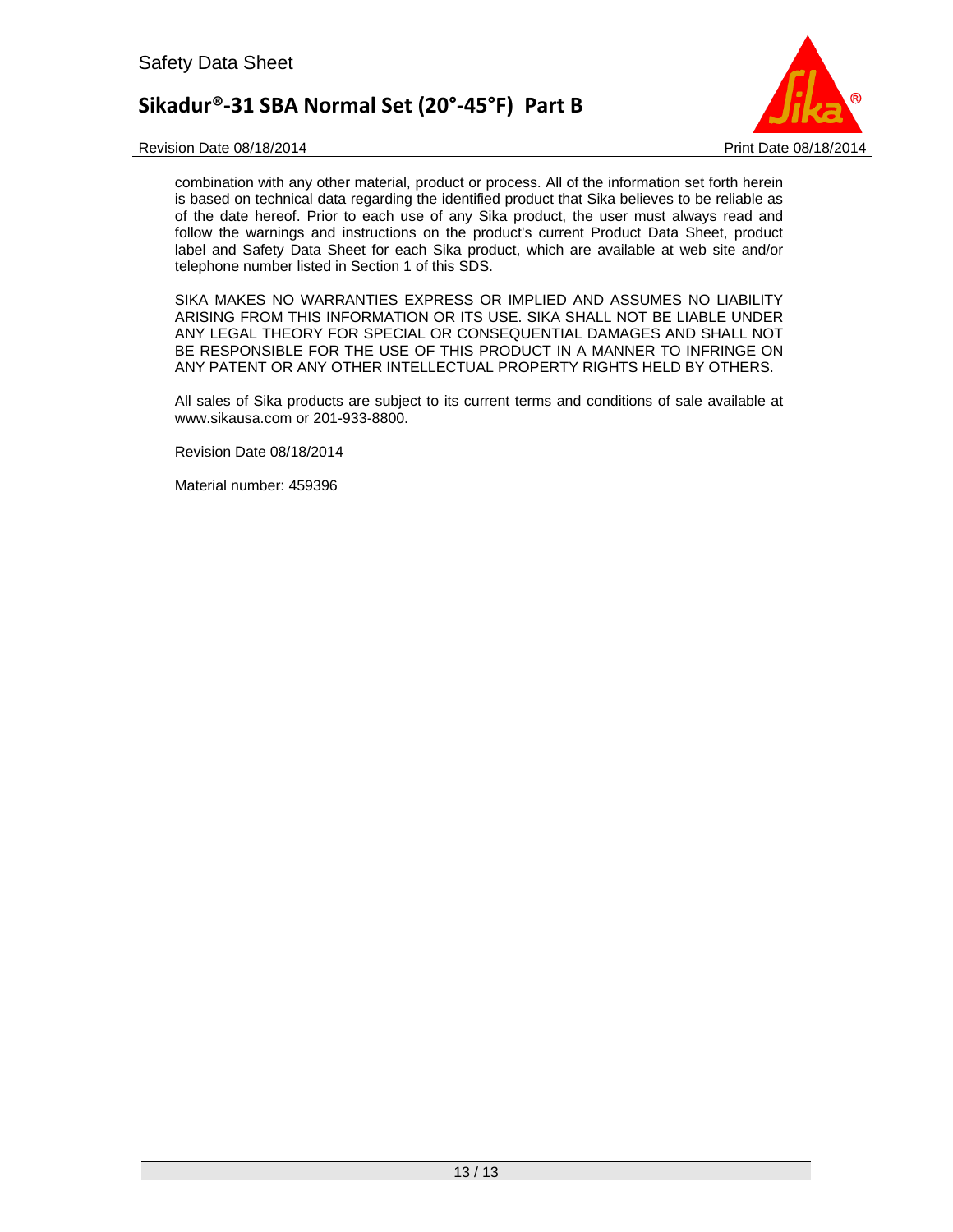combination with any other material, product or process. All of the information set forth herein is based on technical data regarding the identified product that Sika believes to be reliable as of the date hereof. Prior to each use of any Sika product, the user must always read and follow the warnings and instructions on the product's current Product Data Sheet, product label and Safety Data Sheet for each Sika product, which are available at web site and/or telephone number listed in Section 1 of this SDS.

SIKA MAKES NO WARRANTIES EXPRESS OR IMPLIED AND ASSUMES NO LIABILITY ARISING FROM THIS INFORMATION OR ITS USE. SIKA SHALL NOT BE LIABLE UNDER ANY LEGAL THEORY FOR SPECIAL OR CONSEQUENTIAL DAMAGES AND SHALL NOT BE RESPONSIBLE FOR THE USE OF THIS PRODUCT IN A MANNER TO INFRINGE ON ANY PATENT OR ANY OTHER INTELLECTUAL PROPERTY RIGHTS HELD BY OTHERS.

All sales of Sika products are subject to its current terms and conditions of sale available at www.sikausa.com or 201-933-8800.

Revision Date 08/18/2014

Material number: 459396